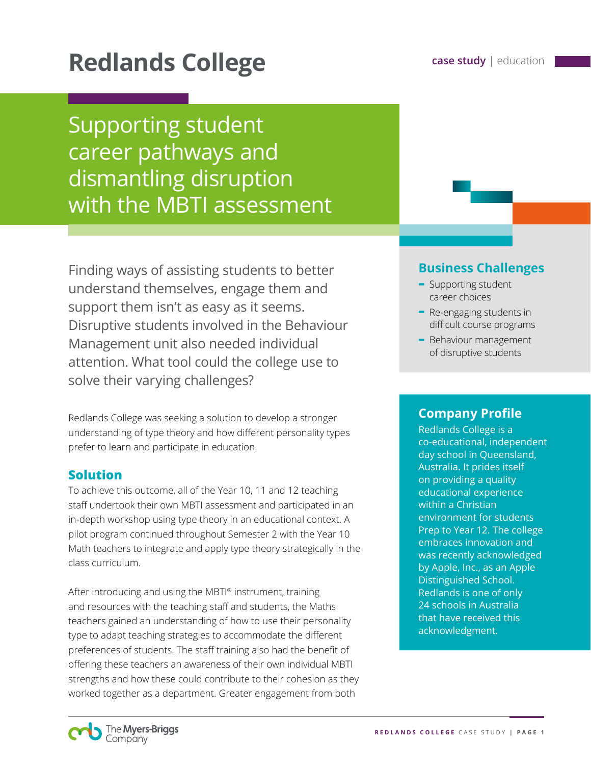# Redlands College

case study | education

## Supporting student career pathways and dismantling disruption with the MBTI assessment

Finding ways of assisting students to better understand themselves, engage them and support them isn't as easy as it seems. Disruptive students involved in the Behaviour Management unit also needed individual attention. What tool could the college use to solve their varying challenges?

Redlands College was seeking a solution to develop a stronger understanding of type theory and how different personality types prefer to learn and participate in education.

### Solution

To achieve this outcome, all of the Year 10, 11 and 12 teaching staff undertook their own MBTI assessment and participated in an in-depth workshop using type theory in an educational context. A pilot program continued throughout Semester 2 with the Year 10 Math teachers to integrate and apply type theory strategically in the class curriculum.

After introducing and using the MBTI® instrument, training and resources with the teaching staff and students, the Maths teachers gained an understanding of how to use their personality type to adapt teaching strategies to accommodate the different preferences of students. The staff training also had the benefit of offering these teachers an awareness of their own individual MBTI strengths and how these could contribute to their cohesion as they worked together as a department. Greater engagement from both

### Business Challenges

- Supporting student career choices
- Re-engaging students in difficult course programs
- Behaviour management of disruptive students

### Company Profile

Redlands College is a co-educational, independent day school in Queensland, Australia. It prides itself on providing a quality educational experience within a Christian environment for students Prep to Year 12. The college embraces innovation and was recently acknowledged by Apple, Inc., as an Apple Distinguished School. Redlands is one of only 24 schools in Australia that have received this acknowledgment.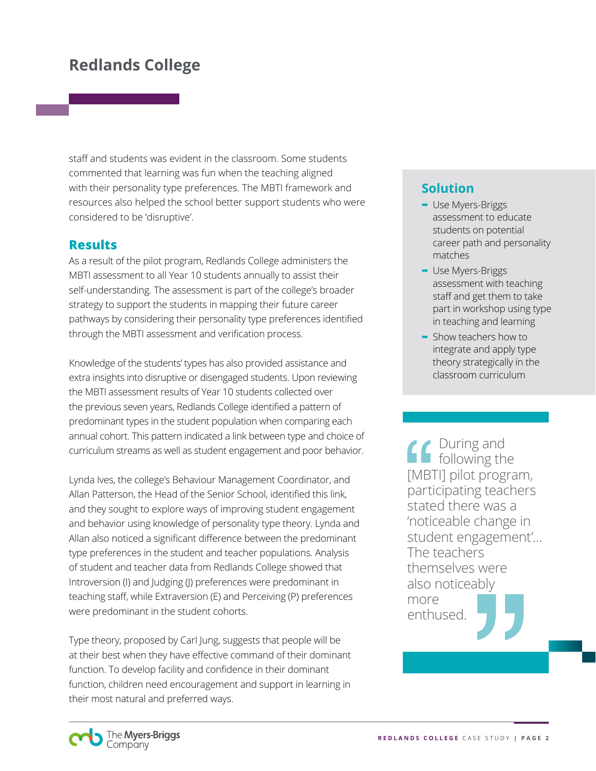staff and students was evident in the classroom. Some students commented that learning was fun when the teaching aligned with their personality type preferences. The MBTI framework and resources also helped the school better support students who were considered to be 'disruptive'.

## Results

As a result of the pilot program, Redlands College administers the MBTI assessment to all Year 10 students annually to assist their self-understanding. The assessment is part of the college's broader strategy to support the students in mapping their future career pathways by considering their personality type preferences identified through the MBTI assessment and verification process.

Knowledge of the students' types has also provided assistance and extra insights into disruptive or disengaged students. Upon reviewing the MBTI assessment results of Year 10 students collected over the previous seven years, Redlands College identified a pattern of predominant types in the student population when comparing each annual cohort. This pattern indicated a link between type and choice of curriculum streams as well as student engagement and poor behavior.

Lynda Ives, the college's Behaviour Management Coordinator, and Allan Patterson, the Head of the Senior School, identified this link, and they sought to explore ways of improving student engagement and behavior using knowledge of personality type theory. Lynda and Allan also noticed a significant difference between the predominant type preferences in the student and teacher populations. Analysis of student and teacher data from Redlands College showed that Introversion (I) and Judging (J) preferences were predominant in teaching staff, while Extraversion (E) and Perceiving (P) preferences were predominant in the student cohorts.

Type theory, proposed by Carl Jung, suggests that people will be at their best when they have effective command of their dominant function. To develop facility and confidence in their dominant function, children need encouragement and support in learning in their most natural and preferred ways.

## Solution

- Use Myers-Briggs assessment to educate students on potential career path and personality matches
- Use Myers-Briggs assessment with teaching staff and get them to take part in workshop using type in teaching and learning
- Show teachers how to integrate and apply type theory strategically in the classroom curriculum

> "During and following the [MBTI] pilot program, participating teachers stated there was a 'noticeable change in student engagement'... The teachers themselves were also noticeably more enthused."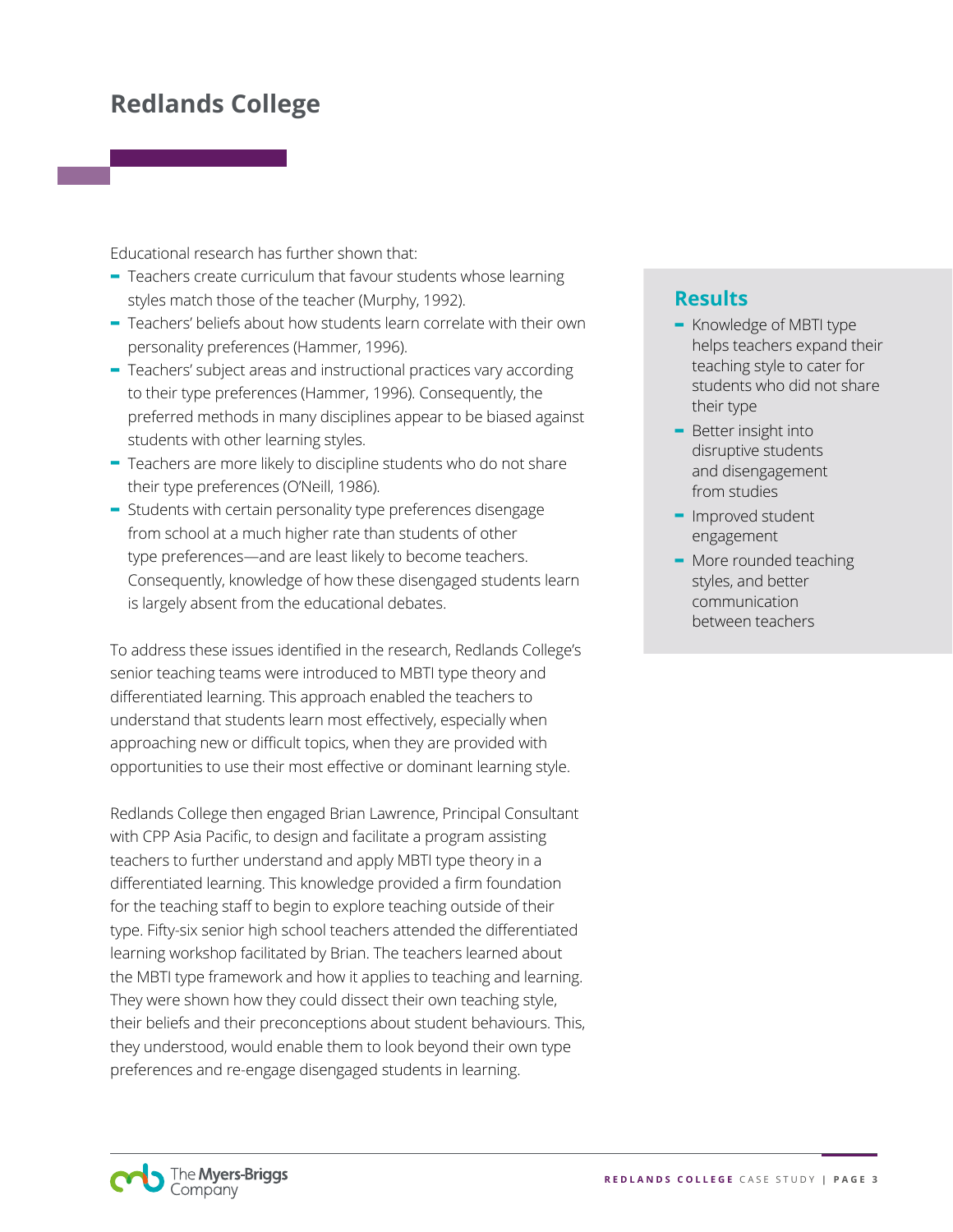# Redlands College

Educational research has further shown that:

- Teachers create curriculum that favour students whose learning styles match those of the teacher (Murphy, 1992).
- Teachers' beliefs about how students learn correlate with their own personality preferences (Hammer, 1996).
- Teachers' subject areas and instructional practices vary according to their type preferences (Hammer, 1996). Consequently, the preferred methods in many disciplines appear to be biased against students with other learning styles.
- Teachers are more likely to discipline students who do not share their type preferences (O'Neill, 1986).
- Students with certain personality type preferences disengage from school at a much higher rate than students of other type preferences—and are least likely to become teachers. Consequently, knowledge of how these disengaged students learn is largely absent from the educational debates.

To address these issues identified in the research, Redlands College's senior teaching teams were introduced to MBTI type theory and differentiated learning. This approach enabled the teachers to understand that students learn most effectively, especially when approaching new or difficult topics, when they are provided with opportunities to use their most effective or dominant learning style.

Redlands College then engaged Brian Lawrence, Principal Consultant with CPP Asia Pacific, to design and facilitate a program assisting teachers to further understand and apply MBTI type theory in a differentiated learning. This knowledge provided a firm foundation for the teaching staff to begin to explore teaching outside of their type. Fifty-six senior high school teachers attended the differentiated learning workshop facilitated by Brian. The teachers learned about the MBTI type framework and how it applies to teaching and learning. They were shown how they could dissect their own teaching style, their beliefs and their preconceptions about student behaviours. This, they understood, would enable them to look beyond their own type preferences and re-engage disengaged students in learning.

## Results

- Knowledge of MBTI type helps teachers expand their teaching style to cater for students who did not share their type
- Better insight into disruptive students and disengagement from studies
- Improved student engagement
- More rounded teaching styles, and better communication between teachers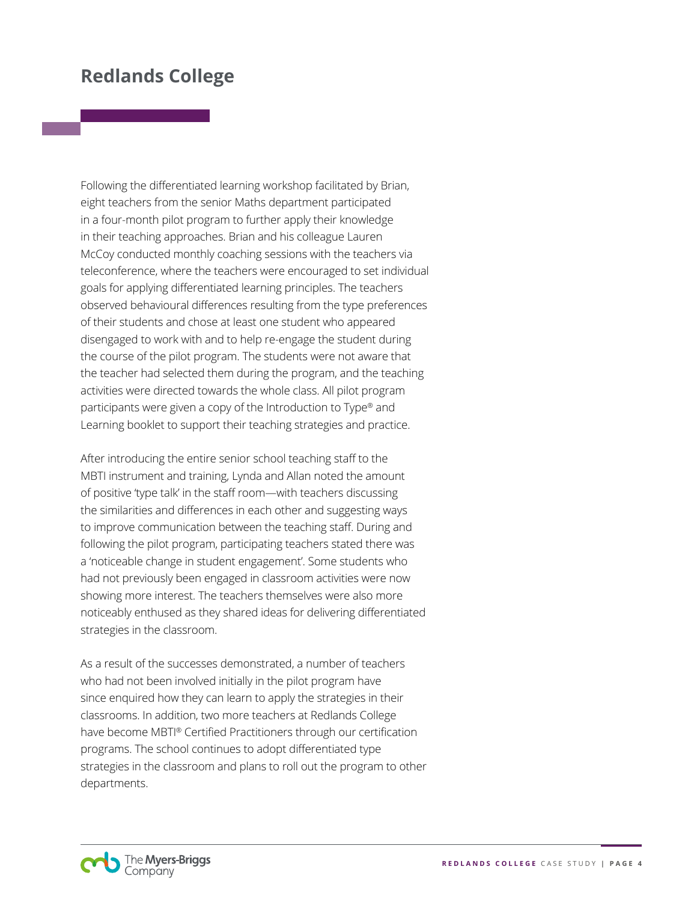## Redlands College

Following the differentiated learning workshop facilitated by Brian, eight teachers from the senior Maths department participated in a four-month pilot program to further apply their knowledge in their teaching approaches. Brian and his colleague Lauren McCoy conducted monthly coaching sessions with the teachers via teleconference, where the teachers were encouraged to set individual goals for applying differentiated learning principles. The teachers observed behavioural differences resulting from the type preferences of their students and chose at least one student who appeared disengaged to work with and to help re-engage the student during the course of the pilot program. The students were not aware that the teacher had selected them during the program, and the teaching activities were directed towards the whole class. All pilot program participants were given a copy of the Introduction to Type® and Learning booklet to support their teaching strategies and practice.

After introducing the entire senior school teaching staff to the MBTI instrument and training, Lynda and Allan noted the amount of positive 'type talk' in the staff room—with teachers discussing the similarities and differences in each other and suggesting ways to improve communication between the teaching staff. During and following the pilot program, participating teachers stated there was a 'noticeable change in student engagement'. Some students who had not previously been engaged in classroom activities were now showing more interest. The teachers themselves were also more noticeably enthused as they shared ideas for delivering differentiated strategies in the classroom.

As a result of the successes demonstrated, a number of teachers who had not been involved initially in the pilot program have since enquired how they can learn to apply the strategies in their classrooms. In addition, two more teachers at Redlands College have become MBTI® Certified Practitioners through our certification programs. The school continues to adopt differentiated type strategies in the classroom and plans to roll out the program to other departments.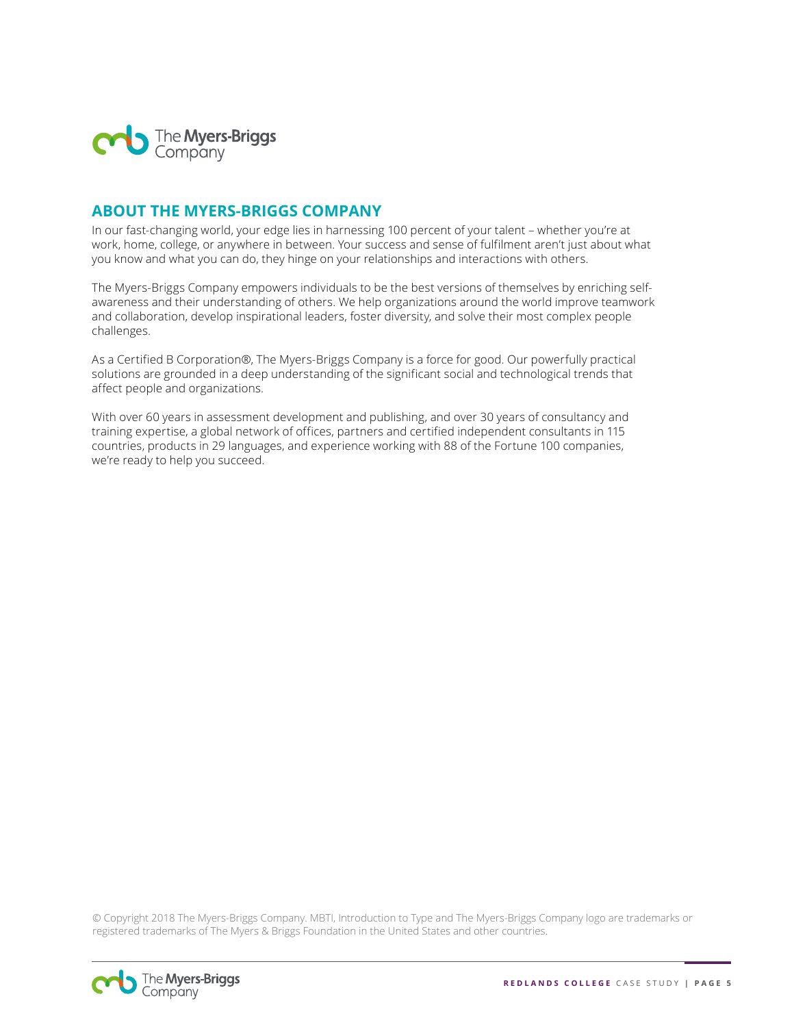## ABOUT THE MYERS-BRIGGS COMPANY

In our fast-changing world, your edge lies in harnessing 100 percent of your talent – whether you're at work, home, college, or anywhere in between. Your success and sense of fulfilment aren't just about what you know and what you can do, they hinge on your relationships and interactions with others.

The Myers-Briggs Company empowers individuals to be the best versions of themselves by enriching self-awareness and their understanding of others. We help organizations around the world improve teamwork and collaboration, develop inspirational leaders, foster diversity, and solve their most complex people challenges.

As a Certified B Corporation®, The Myers-Briggs Company is a force for good. Our powerfully practical solutions are grounded in a deep understanding of the significant social and technological trends that affect people and organizations.

With over 60 years in assessment development and publishing, and over 30 years of consultancy and training expertise, a global network of offices, partners and certified independent consultants in 115 countries, products in 29 languages, and experience working with 88 of the Fortune 100 companies, we're ready to help you succeed.

© Copyright 2018 The Myers-Briggs Company. MBTI, Introduction to Type and The Myers-Briggs Company logo are trademarks or registered trademarks of The Myers & Briggs Foundation in the United States and other countries.